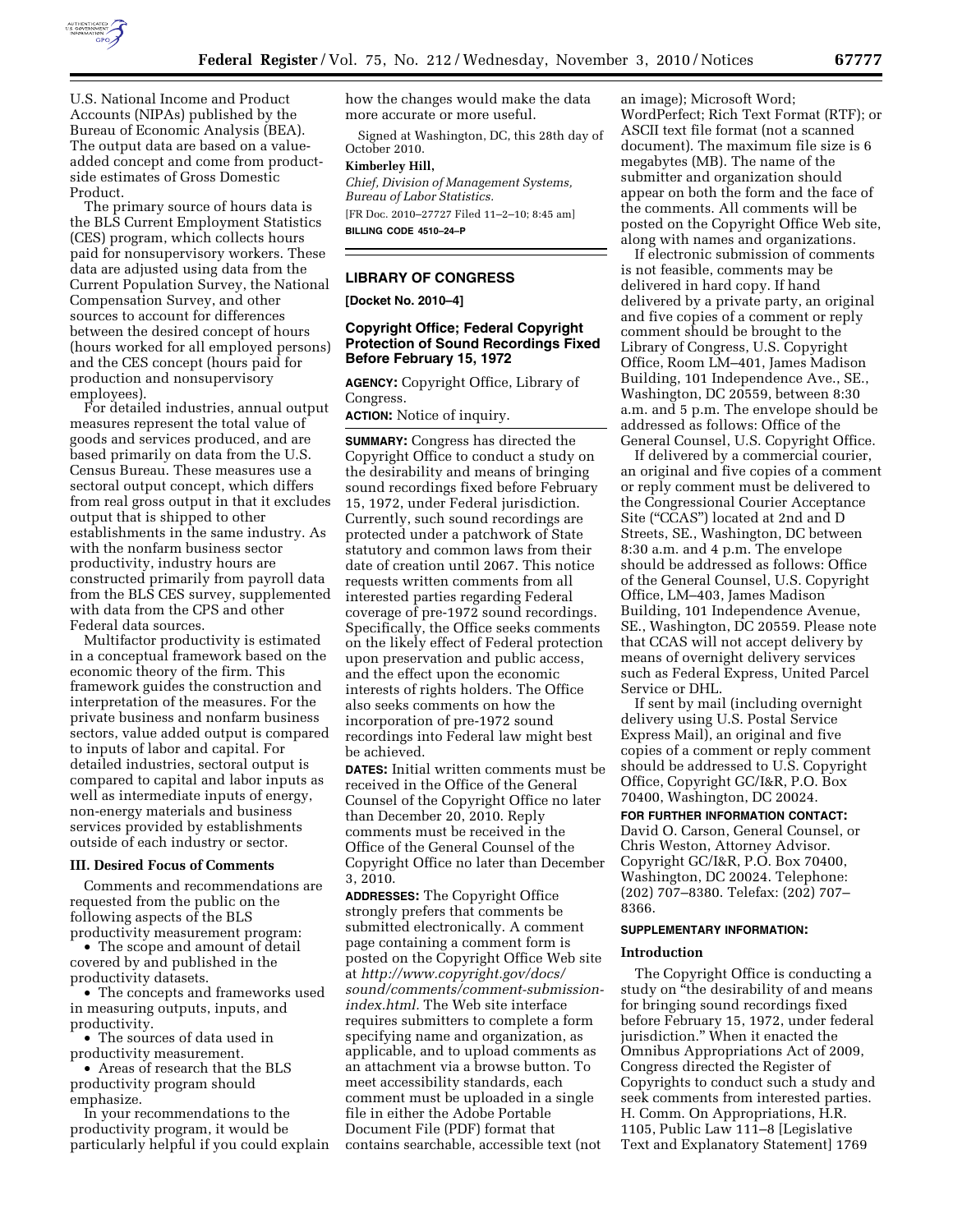U.S. National Income and Product Accounts (NIPAs) published by the Bureau of Economic Analysis (BEA). The output data are based on a value-added concept and come from product-side estimates of Gross Domestic Product.

The primary source of hours data is the BLS Current Employment Statistics (CES) program, which collects hours paid for nonsupervisory workers. These data are adjusted using data from the Current Population Survey, the National Compensation Survey, and other sources to account for differences between the desired concept of hours (hours worked for all employed persons) and the CES concept (hours paid for production and nonsupervisory employees).

For detailed industries, annual output measures represent the total value of goods and services produced, and are based primarily on data from the U.S. Census Bureau. These measures use a sectoral output concept, which differs from real gross output in that it excludes output that is shipped to other establishments in the same industry. As with the nonfarm business sector productivity, industry hours are constructed primarily from payroll data from the BLS CES survey, supplemented with data from the CPS and other Federal data sources.

Multifactor productivity is estimated in a conceptual framework based on the economic theory of the firm. This framework guides the construction and interpretation of the measures. For the private business and nonfarm business sectors, value added output is compared to inputs of labor and capital. For detailed industries, sectoral output is compared to capital and labor inputs as well as intermediate inputs of energy, non-energy materials and business services provided by establishments outside of each industry or sector.

### III. Desired Focus of Comments

Comments and recommendations are requested from the public on the following aspects of the BLS productivity measurement program:

- The scope and amount of detail covered by and published in the productivity datasets.
- The concepts and frameworks used in measuring outputs, inputs, and productivity.
- The sources of data used in productivity measurement.
- Areas of research that the BLS productivity program should emphasize.

In your recommendations to the productivity program, it would be particularly helpful if you could explain how the changes would make the data more accurate or more useful.

Signed at Washington, DC, this 28th day of October 2010.

**Kimberley Hill,**

*Chief, Division of Management Systems, Bureau of Labor Statistics.*

[FR Doc. 2010–27727 Filed 11–2–10; 8:45 am]

**BILLING CODE 4510–24–P**

---

## LIBRARY OF CONGRESS

**[Docket No. 2010–4]**

### Copyright Office; Federal Copyright Protection of Sound Recordings Fixed Before February 15, 1972

**AGENCY:** Copyright Office, Library of Congress.

**ACTION:** Notice of inquiry.

**SUMMARY:** Congress has directed the Copyright Office to conduct a study on the desirability and means of bringing sound recordings fixed before February 15, 1972, under Federal jurisdiction. Currently, such sound recordings are protected under a patchwork of State statutory and common laws from their date of creation until 2067. This notice requests written comments from all interested parties regarding Federal coverage of pre-1972 sound recordings. Specifically, the Office seeks comments on the likely effect of Federal protection upon preservation and public access, and the effect upon the economic interests of rights holders. The Office also seeks comments on how the incorporation of pre-1972 sound recordings into Federal law might best be achieved.

**DATES:** Initial written comments must be received in the Office of the General Counsel of the Copyright Office no later than December 20, 2010. Reply comments must be received in the Office of the General Counsel of the Copyright Office no later than December 3, 2010.

**ADDRESSES:** The Copyright Office strongly prefers that comments be submitted electronically. A comment page containing a comment form is posted on the Copyright Office Web site at *http://www.copyright.gov/docs/sound/comments/comment-submission-index.html.* The Web site interface requires submitters to complete a form specifying name and organization, as applicable, and to upload comments as an attachment via a browse button. To meet accessibility standards, each comment must be uploaded in a single file in either the Adobe Portable Document File (PDF) format that contains searchable, accessible text (not an image); Microsoft Word; WordPerfect; Rich Text Format (RTF); or ASCII text file format (not a scanned document). The maximum file size is 6 megabytes (MB). The name of the submitter and organization should appear on both the form and the face of the comments. All comments will be posted on the Copyright Office Web site, along with names and organizations.

If electronic submission of comments is not feasible, comments may be delivered in hard copy. If hand delivered by a private party, an original and five copies of a comment or reply comment should be brought to the Library of Congress, U.S. Copyright Office, Room LM–401, James Madison Building, 101 Independence Ave., SE., Washington, DC 20559, between 8:30 a.m. and 5 p.m. The envelope should be addressed as follows: Office of the General Counsel, U.S. Copyright Office.

If delivered by a commercial courier, an original and five copies of a comment or reply comment must be delivered to the Congressional Courier Acceptance Site ("CCAS") located at 2nd and D Streets, SE., Washington, DC between 8:30 a.m. and 4 p.m. The envelope should be addressed as follows: Office of the General Counsel, U.S. Copyright Office, LM–403, James Madison Building, 101 Independence Avenue, SE., Washington, DC 20559. Please note that CCAS will not accept delivery by means of overnight delivery services such as Federal Express, United Parcel Service or DHL.

If sent by mail (including overnight delivery using U.S. Postal Service Express Mail), an original and five copies of a comment or reply comment should be addressed to U.S. Copyright Office, Copyright GC/I&R, P.O. Box 70400, Washington, DC 20024.

**FOR FURTHER INFORMATION CONTACT:** David O. Carson, General Counsel, or Chris Weston, Attorney Advisor. Copyright GC/I&R, P.O. Box 70400, Washington, DC 20024. Telephone: (202) 707–8380. Telefax: (202) 707–8366.

**SUPPLEMENTARY INFORMATION:**

#### Introduction

The Copyright Office is conducting a study on "the desirability of and means for bringing sound recordings fixed before February 15, 1972, under federal jurisdiction." When it enacted the Omnibus Appropriations Act of 2009, Congress directed the Register of Copyrights to conduct such a study and seek comments from interested parties. H. Comm. On Appropriations, H.R. 1105, Public Law 111–8 [Legislative Text and Explanatory Statement] 1769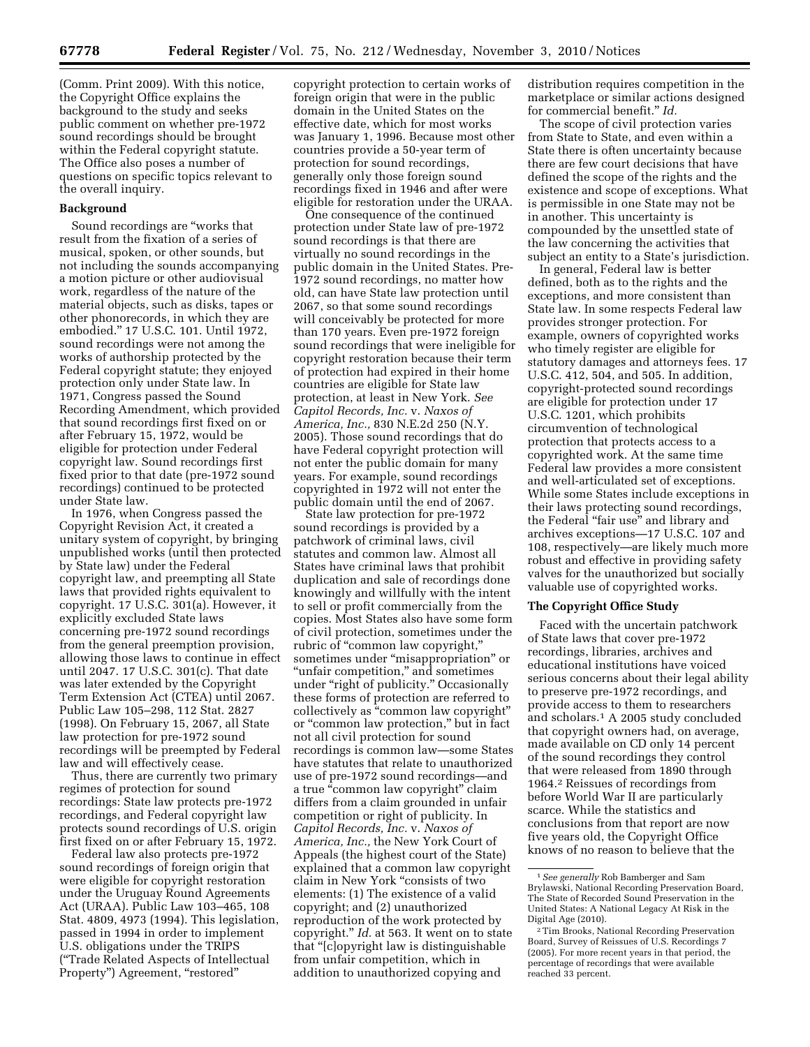(Comm. Print 2009). With this notice, the Copyright Office explains the background to the study and seeks public comment on whether pre-1972 sound recordings should be brought within the Federal copyright statute. The Office also poses a number of questions on specific topics relevant to the overall inquiry.

## Background

Sound recordings are "works that result from the fixation of a series of musical, spoken, or other sounds, but not including the sounds accompanying a motion picture or other audiovisual work, regardless of the nature of the material objects, such as disks, tapes or other phonorecords, in which they are embodied." 17 U.S.C. 101. Until 1972, sound recordings were not among the works of authorship protected by the Federal copyright statute; they enjoyed protection only under State law. In 1971, Congress passed the Sound Recording Amendment, which provided that sound recordings first fixed on or after February 15, 1972, would be eligible for protection under Federal copyright law. Sound recordings first fixed prior to that date (pre-1972 sound recordings) continued to be protected under State law.

In 1976, when Congress passed the Copyright Revision Act, it created a unitary system of copyright, by bringing unpublished works (until then protected by State law) under the Federal copyright law, and preempting all State laws that provided rights equivalent to copyright. 17 U.S.C. 301(a). However, it explicitly excluded State laws concerning pre-1972 sound recordings from the general preemption provision, allowing those laws to continue in effect until 2047. 17 U.S.C. 301(c). That date was later extended by the Copyright Term Extension Act (CTEA) until 2067. Public Law 105–298, 112 Stat. 2827 (1998). On February 15, 2067, all State law protection for pre-1972 sound recordings will be preempted by Federal law and will effectively cease.

Thus, there are currently two primary regimes of protection for sound recordings: State law protects pre-1972 recordings, and Federal copyright law protects sound recordings of U.S. origin first fixed on or after February 15, 1972.

Federal law also protects pre-1972 sound recordings of foreign origin that were eligible for copyright restoration under the Uruguay Round Agreements Act (URAA). Public Law 103–465, 108 Stat. 4809, 4973 (1994). This legislation, passed in 1994 in order to implement U.S. obligations under the TRIPS ("Trade Related Aspects of Intellectual Property") Agreement, "restored" copyright protection to certain works of foreign origin that were in the public domain in the United States on the effective date, which for most works was January 1, 1996. Because most other countries provide a 50-year term of protection for sound recordings, generally only those foreign sound recordings fixed in 1946 and after were eligible for restoration under the URAA.

One consequence of the continued protection under State law of pre-1972 sound recordings is that there are virtually no sound recordings in the public domain in the United States. Pre-1972 sound recordings, no matter how old, can have State law protection until 2067, so that some sound recordings will conceivably be protected for more than 170 years. Even pre-1972 foreign sound recordings that were ineligible for copyright restoration because their term of protection had expired in their home countries are eligible for State law protection, at least in New York. *See Capitol Records, Inc.* v. *Naxos of America, Inc.,* 830 N.E.2d 250 (N.Y. 2005). Those sound recordings that do have Federal copyright protection will not enter the public domain for many years. For example, sound recordings copyrighted in 1972 will not enter the public domain until the end of 2067.

State law protection for pre-1972 sound recordings is provided by a patchwork of criminal laws, civil statutes and common law. Almost all States have criminal laws that prohibit duplication and sale of recordings done knowingly and willfully with the intent to sell or profit commercially from the copies. Most States also have some form of civil protection, sometimes under the rubric of "common law copyright," sometimes under "misappropriation" or "unfair competition," and sometimes under "right of publicity." Occasionally these forms of protection are referred to collectively as "common law copyright" or "common law protection," but in fact not all civil protection for sound recordings is common law—some States have statutes that relate to unauthorized use of pre-1972 sound recordings—and a true "common law copyright" claim differs from a claim grounded in unfair competition or right of publicity. In *Capitol Records, Inc.* v. *Naxos of America, Inc.,* the New York Court of Appeals (the highest court of the State) explained that a common law copyright claim in New York "consists of two elements: (1) The existence of a valid copyright; and (2) unauthorized reproduction of the work protected by copyright." *Id.* at 563. It went on to state that "[c]opyright law is distinguishable from unfair competition, which in addition to unauthorized copying and distribution requires competition in the marketplace or similar actions designed for commercial benefit." *Id.*

The scope of civil protection varies from State to State, and even within a State there is often uncertainty because there are few court decisions that have defined the scope of the rights and the existence and scope of exceptions. What is permissible in one State may not be in another. This uncertainty is compounded by the unsettled state of the law concerning the activities that subject an entity to a State's jurisdiction.

In general, Federal law is better defined, both as to the rights and the exceptions, and more consistent than State law. In some respects Federal law provides stronger protection. For example, owners of copyrighted works who timely register are eligible for statutory damages and attorneys fees. 17 U.S.C. 412, 504, and 505. In addition, copyright-protected sound recordings are eligible for protection under 17 U.S.C. 1201, which prohibits circumvention of technological protection that protects access to a copyrighted work. At the same time Federal law provides a more consistent and well-articulated set of exceptions. While some States include exceptions in their laws protecting sound recordings, the Federal "fair use" and library and archives exceptions—17 U.S.C. 107 and 108, respectively—are likely much more robust and effective in providing safety valves for the unauthorized but socially valuable use of copyrighted works.

## The Copyright Office Study

Faced with the uncertain patchwork of State laws that cover pre-1972 recordings, libraries, archives and educational institutions have voiced serious concerns about their legal ability to preserve pre-1972 recordings, and provide access to them to researchers and scholars.[1] A 2005 study concluded that copyright owners had, on average, made available on CD only 14 percent of the sound recordings they control that were released from 1890 through 1964.[2] Reissues of recordings from before World War II are particularly scarce. While the statistics and conclusions from that report are now five years old, the Copyright Office knows of no reason to believe that the

[1] *See generally* Rob Bamberger and Sam Brylawski, National Recording Preservation Board, The State of Recorded Sound Preservation in the United States: A National Legacy At Risk in the Digital Age (2010).

[2] Tim Brooks, National Recording Preservation Board, Survey of Reissues of U.S. Recordings 7 (2005). For more recent years in that period, the percentage of recordings that were available reached 33 percent.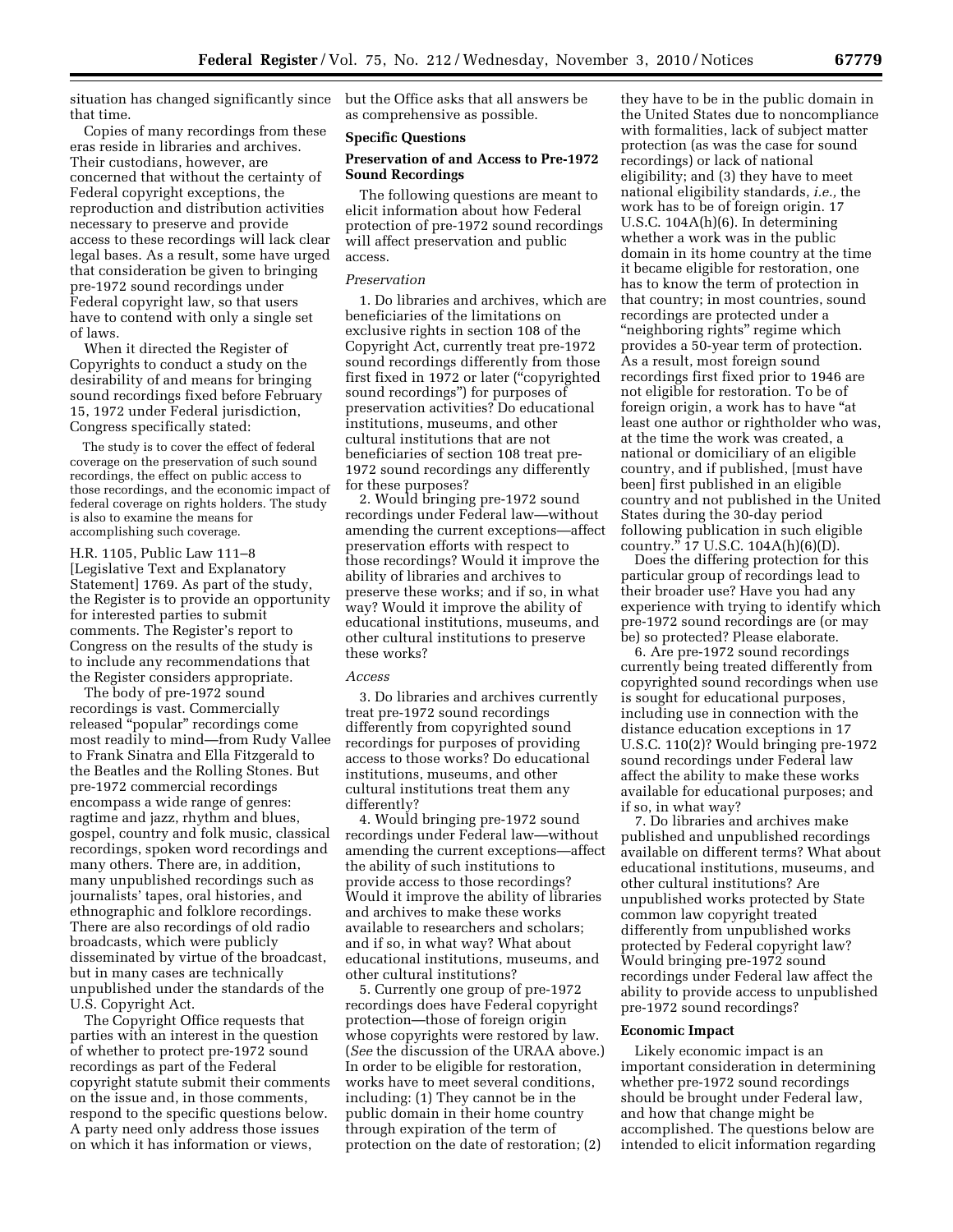situation has changed significantly since that time.

Copies of many recordings from these eras reside in libraries and archives. Their custodians, however, are concerned that without the certainty of Federal copyright exceptions, the reproduction and distribution activities necessary to preserve and provide access to these recordings will lack clear legal bases. As a result, some have urged that consideration be given to bringing pre-1972 sound recordings under Federal copyright law, so that users have to contend with only a single set of laws.

When it directed the Register of Copyrights to conduct a study on the desirability of and means for bringing sound recordings fixed before February 15, 1972 under Federal jurisdiction, Congress specifically stated:

> The study is to cover the effect of federal coverage on the preservation of such sound recordings, the effect on public access to those recordings, and the economic impact of federal coverage on rights holders. The study is also to examine the means for accomplishing such coverage.

H.R. 1105, Public Law 111–8 [Legislative Text and Explanatory Statement] 1769. As part of the study, the Register is to provide an opportunity for interested parties to submit comments. The Register's report to Congress on the results of the study is to include any recommendations that the Register considers appropriate.

The body of pre-1972 sound recordings is vast. Commercially released "popular" recordings come most readily to mind—from Rudy Vallee to Frank Sinatra and Ella Fitzgerald to the Beatles and the Rolling Stones. But pre-1972 commercial recordings encompass a wide range of genres: ragtime and jazz, rhythm and blues, gospel, country and folk music, classical recordings, spoken word recordings and many others. There are, in addition, many unpublished recordings such as journalists' tapes, oral histories, and ethnographic and folklore recordings. There are also recordings of old radio broadcasts, which were publicly disseminated by virtue of the broadcast, but in many cases are technically unpublished under the standards of the U.S. Copyright Act.

The Copyright Office requests that parties with an interest in the question of whether to protect pre-1972 sound recordings as part of the Federal copyright statute submit their comments on the issue and, in those comments, respond to the specific questions below. A party need only address those issues on which it has information or views, but the Office asks that all answers be as comprehensive as possible.

## Specific Questions

### Preservation of and Access to Pre-1972 Sound Recordings

The following questions are meant to elicit information about how Federal protection of pre-1972 sound recordings will affect preservation and public access.

*Preservation*

1. Do libraries and archives, which are beneficiaries of the limitations on exclusive rights in section 108 of the Copyright Act, currently treat pre-1972 sound recordings differently from those first fixed in 1972 or later ("copyrighted sound recordings") for purposes of preservation activities? Do educational institutions, museums, and other cultural institutions that are not beneficiaries of section 108 treat pre-1972 sound recordings any differently for these purposes?

2. Would bringing pre-1972 sound recordings under Federal law—without amending the current exceptions—affect preservation efforts with respect to those recordings? Would it improve the ability of libraries and archives to preserve these works; and if so, in what way? Would it improve the ability of educational institutions, museums, and other cultural institutions to preserve these works?

*Access*

3. Do libraries and archives currently treat pre-1972 sound recordings differently from copyrighted sound recordings for purposes of providing access to those works? Do educational institutions, museums, and other cultural institutions treat them any differently?

4. Would bringing pre-1972 sound recordings under Federal law—without amending the current exceptions—affect the ability of such institutions to provide access to those recordings? Would it improve the ability of libraries and archives to make these works available to researchers and scholars; and if so, in what way? What about educational institutions, museums, and other cultural institutions?

5. Currently one group of pre-1972 recordings does have Federal copyright protection—those of foreign origin whose copyrights were restored by law. (*See* the discussion of the URAA above.) In order to be eligible for restoration, works have to meet several conditions, including: (1) They cannot be in the public domain in their home country through expiration of the term of protection on the date of restoration; (2) they have to be in the public domain in the United States due to noncompliance with formalities, lack of subject matter protection (as was the case for sound recordings) or lack of national eligibility; and (3) they have to meet national eligibility standards, *i.e.,* the work has to be of foreign origin. 17 U.S.C. 104A(h)(6). In determining whether a work was in the public domain in its home country at the time it became eligible for restoration, one has to know the term of protection in that country; in most countries, sound recordings are protected under a "neighboring rights" regime which provides a 50-year term of protection. As a result, most foreign sound recordings first fixed prior to 1946 are not eligible for restoration. To be of foreign origin, a work has to have "at least one author or rightholder who was, at the time the work was created, a national or domiciliary of an eligible country, and if published, [must have been] first published in an eligible country and not published in the United States during the 30-day period following publication in such eligible country." 17 U.S.C. 104A(h)(6)(D).

Does the differing protection for this particular group of recordings lead to their broader use? Have you had any experience with trying to identify which pre-1972 sound recordings are (or may be) so protected? Please elaborate.

6. Are pre-1972 sound recordings currently being treated differently from copyrighted sound recordings when use is sought for educational purposes, including use in connection with the distance education exceptions in 17 U.S.C. 110(2)? Would bringing pre-1972 sound recordings under Federal law affect the ability to make these works available for educational purposes; and if so, in what way?

7. Do libraries and archives make published and unpublished recordings available on different terms? What about educational institutions, museums, and other cultural institutions? Are unpublished works protected by State common law copyright treated differently from unpublished works protected by Federal copyright law? Would bringing pre-1972 sound recordings under Federal law affect the ability to provide access to unpublished pre-1972 sound recordings?

### Economic Impact

Likely economic impact is an important consideration in determining whether pre-1972 sound recordings should be brought under Federal law, and how that change might be accomplished. The questions below are intended to elicit information regarding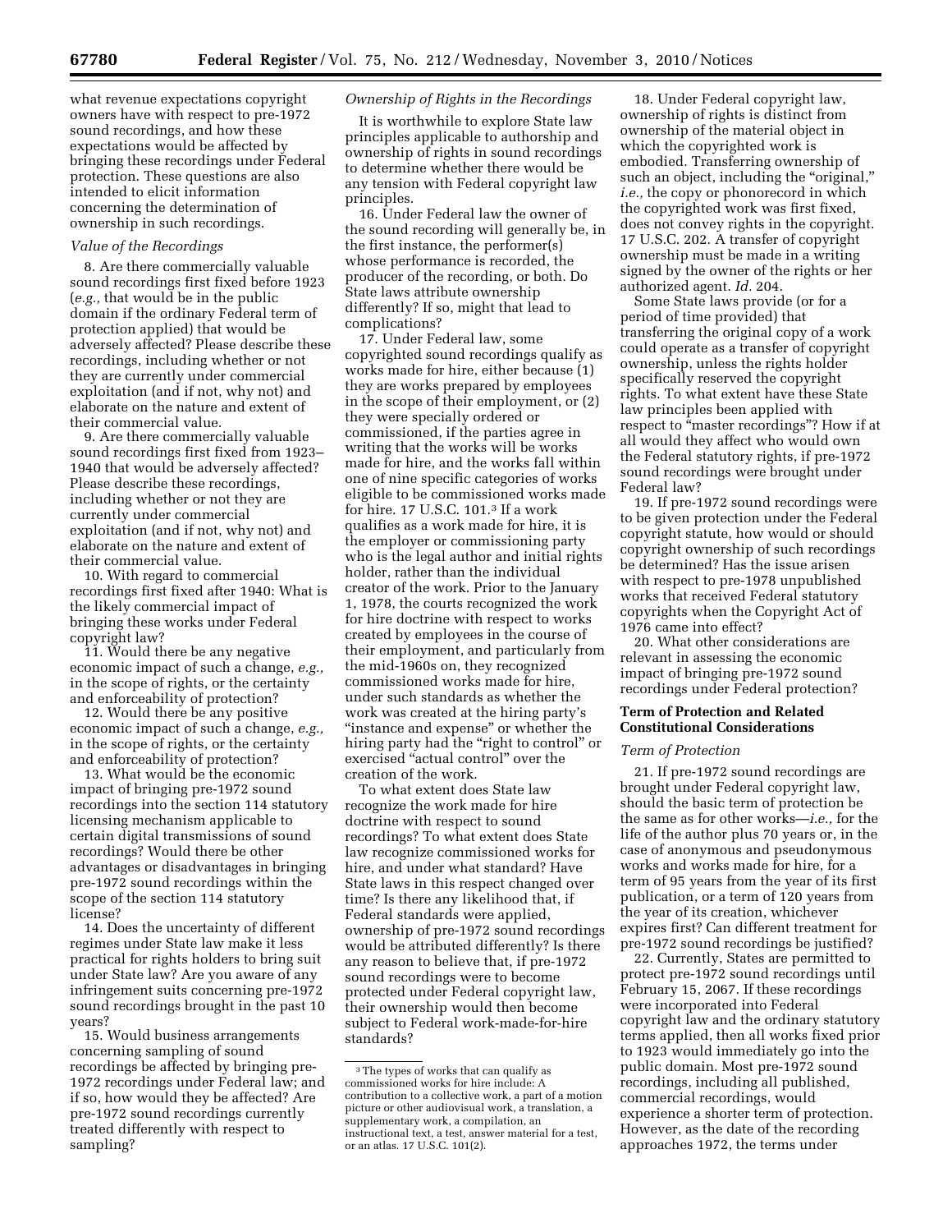what revenue expectations copyright owners have with respect to pre-1972 sound recordings, and how these expectations would be affected by bringing these recordings under Federal protection. These questions are also intended to elicit information concerning the determination of ownership in such recordings.

*Value of the Recordings*

8. Are there commercially valuable sound recordings first fixed before 1923 (*e.g.,* that would be in the public domain if the ordinary Federal term of protection applied) that would be adversely affected? Please describe these recordings, including whether or not they are currently under commercial exploitation (and if not, why not) and elaborate on the nature and extent of their commercial value.

9. Are there commercially valuable sound recordings first fixed from 1923–1940 that would be adversely affected? Please describe these recordings, including whether or not they are currently under commercial exploitation (and if not, why not) and elaborate on the nature and extent of their commercial value.

10. With regard to commercial recordings first fixed after 1940: What is the likely commercial impact of bringing these works under Federal copyright law?

11. Would there be any negative economic impact of such a change, *e.g.,* in the scope of rights, or the certainty and enforceability of protection?

12. Would there be any positive economic impact of such a change, *e.g.,* in the scope of rights, or the certainty and enforceability of protection?

13. What would be the economic impact of bringing pre-1972 sound recordings into the section 114 statutory licensing mechanism applicable to certain digital transmissions of sound recordings? Would there be other advantages or disadvantages in bringing pre-1972 sound recordings within the scope of the section 114 statutory license?

14. Does the uncertainty of different regimes under State law make it less practical for rights holders to bring suit under State law? Are you aware of any infringement suits concerning pre-1972 sound recordings brought in the past 10 years?

15. Would business arrangements concerning sampling of sound recordings be affected by bringing pre-1972 recordings under Federal law; and if so, how would they be affected? Are pre-1972 sound recordings currently treated differently with respect to sampling?

*Ownership of Rights in the Recordings*

It is worthwhile to explore State law principles applicable to authorship and ownership of rights in sound recordings to determine whether there would be any tension with Federal copyright law principles.

16. Under Federal law the owner of the sound recording will generally be, in the first instance, the performer(s) whose performance is recorded, the producer of the recording, or both. Do State laws attribute ownership differently? If so, might that lead to complications?

17. Under Federal law, some copyrighted sound recordings qualify as works made for hire, either because (1) they are works prepared by employees in the scope of their employment, or (2) they were specially ordered or commissioned, if the parties agree in writing that the works will be works made for hire, and the works fall within one of nine specific categories of works eligible to be commissioned works made for hire. 17 U.S.C. 101.[3] If a work qualifies as a work made for hire, it is the employer or commissioning party who is the legal author and initial rights holder, rather than the individual creator of the work. Prior to the January 1, 1978, the courts recognized the work for hire doctrine with respect to works created by employees in the course of their employment, and particularly from the mid-1960s on, they recognized commissioned works made for hire, under such standards as whether the work was created at the hiring party's "instance and expense" or whether the hiring party had the "right to control" or exercised "actual control" over the creation of the work.

To what extent does State law recognize the work made for hire doctrine with respect to sound recordings? To what extent does State law recognize commissioned works for hire, and under what standard? Have State laws in this respect changed over time? Is there any likelihood that, if Federal standards were applied, ownership of pre-1972 sound recordings would be attributed differently? Is there any reason to believe that, if pre-1972 sound recordings were to become protected under Federal copyright law, their ownership would then become subject to Federal work-made-for-hire standards?

18. Under Federal copyright law, ownership of rights is distinct from ownership of the material object in which the copyrighted work is embodied. Transferring ownership of such an object, including the "original," *i.e.,* the copy or phonorecord in which the copyrighted work was first fixed, does not convey rights in the copyright. 17 U.S.C. 202. A transfer of copyright ownership must be made in a writing signed by the owner of the rights or her authorized agent. *Id.* 204.

Some State laws provide (or for a period of time provided) that transferring the original copy of a work could operate as a transfer of copyright ownership, unless the rights holder specifically reserved the copyright rights. To what extent have these State law principles been applied with respect to "master recordings"? How if at all would they affect who would own the Federal statutory rights, if pre-1972 sound recordings were brought under Federal law?

19. If pre-1972 sound recordings were to be given protection under the Federal copyright statute, how would or should copyright ownership of such recordings be determined? Has the issue arisen with respect to pre-1978 unpublished works that received Federal statutory copyrights when the Copyright Act of 1976 came into effect?

20. What other considerations are relevant in assessing the economic impact of bringing pre-1972 sound recordings under Federal protection?

## Term of Protection and Related Constitutional Considerations

*Term of Protection*

21. If pre-1972 sound recordings are brought under Federal copyright law, should the basic term of protection be the same as for other works—*i.e.,* for the life of the author plus 70 years or, in the case of anonymous and pseudonymous works and works made for hire, for a term of 95 years from the year of its first publication, or a term of 120 years from the year of its creation, whichever expires first? Can different treatment for pre-1972 sound recordings be justified?

22. Currently, States are permitted to protect pre-1972 sound recordings until February 15, 2067. If these recordings were incorporated into Federal copyright law and the ordinary statutory terms applied, then all works fixed prior to 1923 would immediately go into the public domain. Most pre-1972 sound recordings, including all published, commercial recordings, would experience a shorter term of protection. However, as the date of the recording approaches 1972, the terms under

---

[3] The types of works that can qualify as commissioned works for hire include: A contribution to a collective work, a part of a motion picture or other audiovisual work, a translation, a supplementary work, a compilation, an instructional text, a test, answer material for a test, or an atlas. 17 U.S.C. 101(2).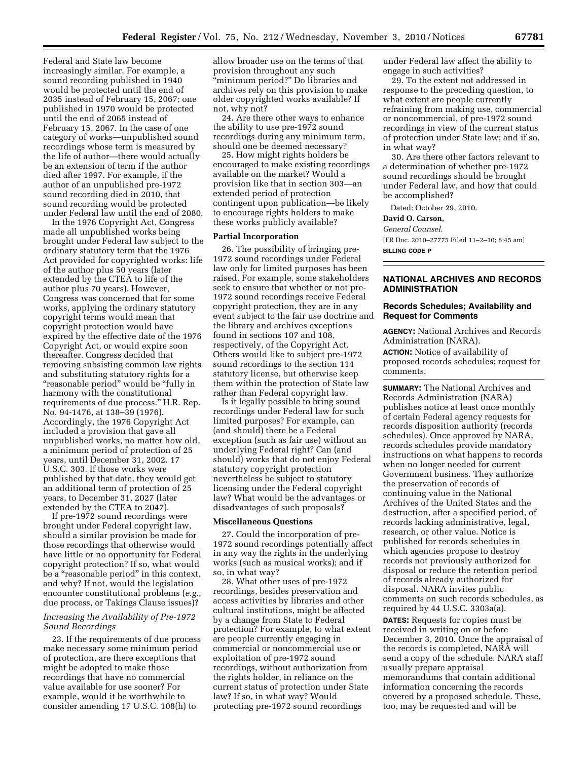Federal and State law become increasingly similar. For example, a sound recording published in 1940 would be protected until the end of 2035 instead of February 15, 2067; one published in 1970 would be protected until the end of 2065 instead of February 15, 2067. In the case of one category of works—unpublished sound recordings whose term is measured by the life of author—there would actually be an extension of term if the author died after 1997. For example, if the author of an unpublished pre-1972 sound recording died in 2010, that sound recording would be protected under Federal law until the end of 2080.

In the 1976 Copyright Act, Congress made all unpublished works being brought under Federal law subject to the ordinary statutory term that the 1976 Act provided for copyrighted works: life of the author plus 50 years (later extended by the CTEA to life of the author plus 70 years). However, Congress was concerned that for some works, applying the ordinary statutory copyright terms would mean that copyright protection would have expired by the effective date of the 1976 Copyright Act, or would expire soon thereafter. Congress decided that removing subsisting common law rights and substituting statutory rights for a "reasonable period" would be "fully in harmony with the constitutional requirements of due process." H.R. Rep. No. 94-1476, at 138–39 (1976). Accordingly, the 1976 Copyright Act included a provision that gave all unpublished works, no matter how old, a minimum period of protection of 25 years, until December 31, 2002. 17 U.S.C. 303. If those works were published by that date, they would get an additional term of protection of 25 years, to December 31, 2027 (later extended by the CTEA to 2047).

If pre-1972 sound recordings were brought under Federal copyright law, should a similar provision be made for those recordings that otherwise would have little or no opportunity for Federal copyright protection? If so, what would be a "reasonable period" in this context, and why? If not, would the legislation encounter constitutional problems (*e.g.,* due process, or Takings Clause issues)?

### *Increasing the Availability of Pre-1972 Sound Recordings*

23. If the requirements of due process make necessary some minimum period of protection, are there exceptions that might be adopted to make those recordings that have no commercial value available for use sooner? For example, would it be worthwhile to consider amending 17 U.S.C. 108(h) to allow broader use on the terms of that provision throughout any such "minimum period?" Do libraries and archives rely on this provision to make older copyrighted works available? If not, why not?

24. Are there other ways to enhance the ability to use pre-1972 sound recordings during any minimum term, should one be deemed necessary?

25. How might rights holders be encouraged to make existing recordings available on the market? Would a provision like that in section 303—an extended period of protection contingent upon publication—be likely to encourage rights holders to make these works publicly available?

### Partial Incorporation

26. The possibility of bringing pre-1972 sound recordings under Federal law only for limited purposes has been raised. For example, some stakeholders seek to ensure that whether or not pre-1972 sound recordings receive Federal copyright protection, they are in any event subject to the fair use doctrine and the library and archives exceptions found in sections 107 and 108, respectively, of the Copyright Act. Others would like to subject pre-1972 sound recordings to the section 114 statutory license, but otherwise keep them within the protection of State law rather than Federal copyright law.

Is it legally possible to bring sound recordings under Federal law for such limited purposes? For example, can (and should) there be a Federal exception (such as fair use) without an underlying Federal right? Can (and should) works that do not enjoy Federal statutory copyright protection nevertheless be subject to statutory licensing under the Federal copyright law? What would be the advantages or disadvantages of such proposals?

### Miscellaneous Questions

27. Could the incorporation of pre-1972 sound recordings potentially affect in any way the rights in the underlying works (such as musical works); and if so, in what way?

28. What other uses of pre-1972 recordings, besides preservation and access activities by libraries and other cultural institutions, might be affected by a change from State to Federal protection? For example, to what extent are people currently engaging in commercial or noncommercial use or exploitation of pre-1972 sound recordings, without authorization from the rights holder, in reliance on the current status of protection under State law? If so, in what way? Would protecting pre-1972 sound recordings under Federal law affect the ability to engage in such activities?

29. To the extent not addressed in response to the preceding question, to what extent are people currently refraining from making use, commercial or noncommercial, of pre-1972 sound recordings in view of the current status of protection under State law; and if so, in what way?

30. Are there other factors relevant to a determination of whether pre-1972 sound recordings should be brought under Federal law, and how that could be accomplished?

Dated: October 29, 2010.

**David O. Carson,**

*General Counsel.*

[FR Doc. 2010–27775 Filed 11–2–10; 8:45 am]

**BILLING CODE P**

## NATIONAL ARCHIVES AND RECORDS ADMINISTRATION

### Records Schedules; Availability and Request for Comments

**AGENCY:** National Archives and Records Administration (NARA).

**ACTION:** Notice of availability of proposed records schedules; request for comments.

**SUMMARY:** The National Archives and Records Administration (NARA) publishes notice at least once monthly of certain Federal agency requests for records disposition authority (records schedules). Once approved by NARA, records schedules provide mandatory instructions on what happens to records when no longer needed for current Government business. They authorize the preservation of records of continuing value in the National Archives of the United States and the destruction, after a specified period, of records lacking administrative, legal, research, or other value. Notice is published for records schedules in which agencies propose to destroy records not previously authorized for disposal or reduce the retention period of records already authorized for disposal. NARA invites public comments on such records schedules, as required by 44 U.S.C. 3303a(a).

**DATES:** Requests for copies must be received in writing on or before December 3, 2010. Once the appraisal of the records is completed, NARA will send a copy of the schedule. NARA staff usually prepare appraisal memorandums that contain additional information concerning the records covered by a proposed schedule. These, too, may be requested and will be